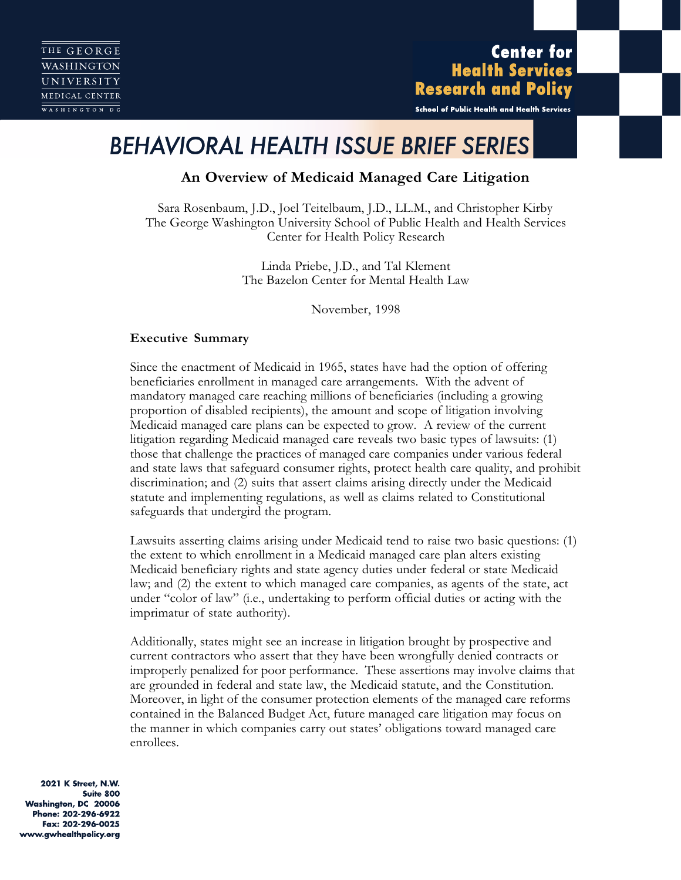THE GEORGE WASHINGTON UNIVERSITY MEDICAL CENTER
WASHINGTON DC

**Center for Health Services Research and Policy**
School of Public Health and Health Services

# BEHAVIORAL HEALTH ISSUE BRIEF SERIES

## An Overview of Medicaid Managed Care Litigation

Sara Rosenbaum, J.D., Joel Teitelbaum, J.D., LL.M., and Christopher Kirby
The George Washington University School of Public Health and Health Services
Center for Health Policy Research

Linda Priebe, J.D., and Tal Klement
The Bazelon Center for Mental Health Law

November, 1998

### Executive Summary

Since the enactment of Medicaid in 1965, states have had the option of offering beneficiaries enrollment in managed care arrangements. With the advent of mandatory managed care reaching millions of beneficiaries (including a growing proportion of disabled recipients), the amount and scope of litigation involving Medicaid managed care plans can be expected to grow. A review of the current litigation regarding Medicaid managed care reveals two basic types of lawsuits: (1) those that challenge the practices of managed care companies under various federal and state laws that safeguard consumer rights, protect health care quality, and prohibit discrimination; and (2) suits that assert claims arising directly under the Medicaid statute and implementing regulations, as well as claims related to Constitutional safeguards that undergird the program.

Lawsuits asserting claims arising under Medicaid tend to raise two basic questions: (1) the extent to which enrollment in a Medicaid managed care plan alters existing Medicaid beneficiary rights and state agency duties under federal or state Medicaid law; and (2) the extent to which managed care companies, as agents of the state, act under "color of law" (i.e., undertaking to perform official duties or acting with the imprimatur of state authority).

Additionally, states might see an increase in litigation brought by prospective and current contractors who assert that they have been wrongfully denied contracts or improperly penalized for poor performance. These assertions may involve claims that are grounded in federal and state law, the Medicaid statute, and the Constitution. Moreover, in light of the consumer protection elements of the managed care reforms contained in the Balanced Budget Act, future managed care litigation may focus on the manner in which companies carry out states' obligations toward managed care enrollees.

**2021 K Street, N.W.**
**Suite 800**
**Washington, DC 20006**
**Phone: 202-296-6922**
**Fax: 202-296-0025**
**www.gwhealthpolicy.org**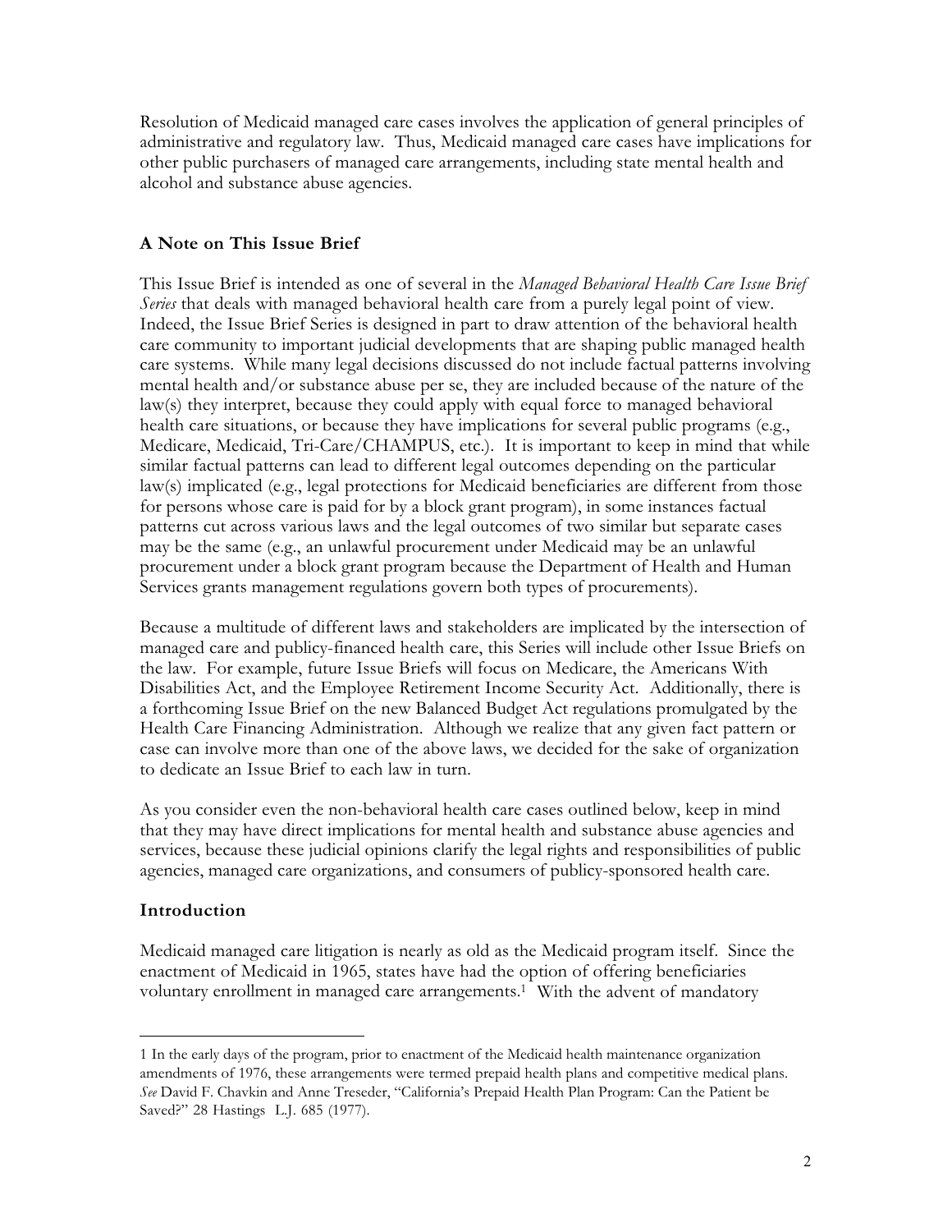Resolution of Medicaid managed care cases involves the application of general principles of administrative and regulatory law. Thus, Medicaid managed care cases have implications for other public purchasers of managed care arrangements, including state mental health and alcohol and substance abuse agencies.

### A Note on This Issue Brief

This Issue Brief is intended as one of several in the *Managed Behavioral Health Care Issue Brief Series* that deals with managed behavioral health care from a purely legal point of view. Indeed, the Issue Brief Series is designed in part to draw attention of the behavioral health care community to important judicial developments that are shaping public managed health care systems. While many legal decisions discussed do not include factual patterns involving mental health and/or substance abuse per se, they are included because of the nature of the law(s) they interpret, because they could apply with equal force to managed behavioral health care situations, or because they have implications for several public programs (e.g., Medicare, Medicaid, Tri-Care/CHAMPUS, etc.). It is important to keep in mind that while similar factual patterns can lead to different legal outcomes depending on the particular law(s) implicated (e.g., legal protections for Medicaid beneficiaries are different from those for persons whose care is paid for by a block grant program), in some instances factual patterns cut across various laws and the legal outcomes of two similar but separate cases may be the same (e.g., an unlawful procurement under Medicaid may be an unlawful procurement under a block grant program because the Department of Health and Human Services grants management regulations govern both types of procurements).

Because a multitude of different laws and stakeholders are implicated by the intersection of managed care and publicy-financed health care, this Series will include other Issue Briefs on the law. For example, future Issue Briefs will focus on Medicare, the Americans With Disabilities Act, and the Employee Retirement Income Security Act. Additionally, there is a forthcoming Issue Brief on the new Balanced Budget Act regulations promulgated by the Health Care Financing Administration. Although we realize that any given fact pattern or case can involve more than one of the above laws, we decided for the sake of organization to dedicate an Issue Brief to each law in turn.

As you consider even the non-behavioral health care cases outlined below, keep in mind that they may have direct implications for mental health and substance abuse agencies and services, because these judicial opinions clarify the legal rights and responsibilities of public agencies, managed care organizations, and consumers of publicy-sponsored health care.

### Introduction

Medicaid managed care litigation is nearly as old as the Medicaid program itself. Since the enactment of Medicaid in 1965, states have had the option of offering beneficiaries voluntary enrollment in managed care arrangements.[1] With the advent of mandatory

---

[1] In the early days of the program, prior to enactment of the Medicaid health maintenance organization amendments of 1976, these arrangements were termed prepaid health plans and competitive medical plans. *See* David F. Chavkin and Anne Treseder, "California's Prepaid Health Plan Program: Can the Patient be Saved?" 28 Hastings L.J. 685 (1977).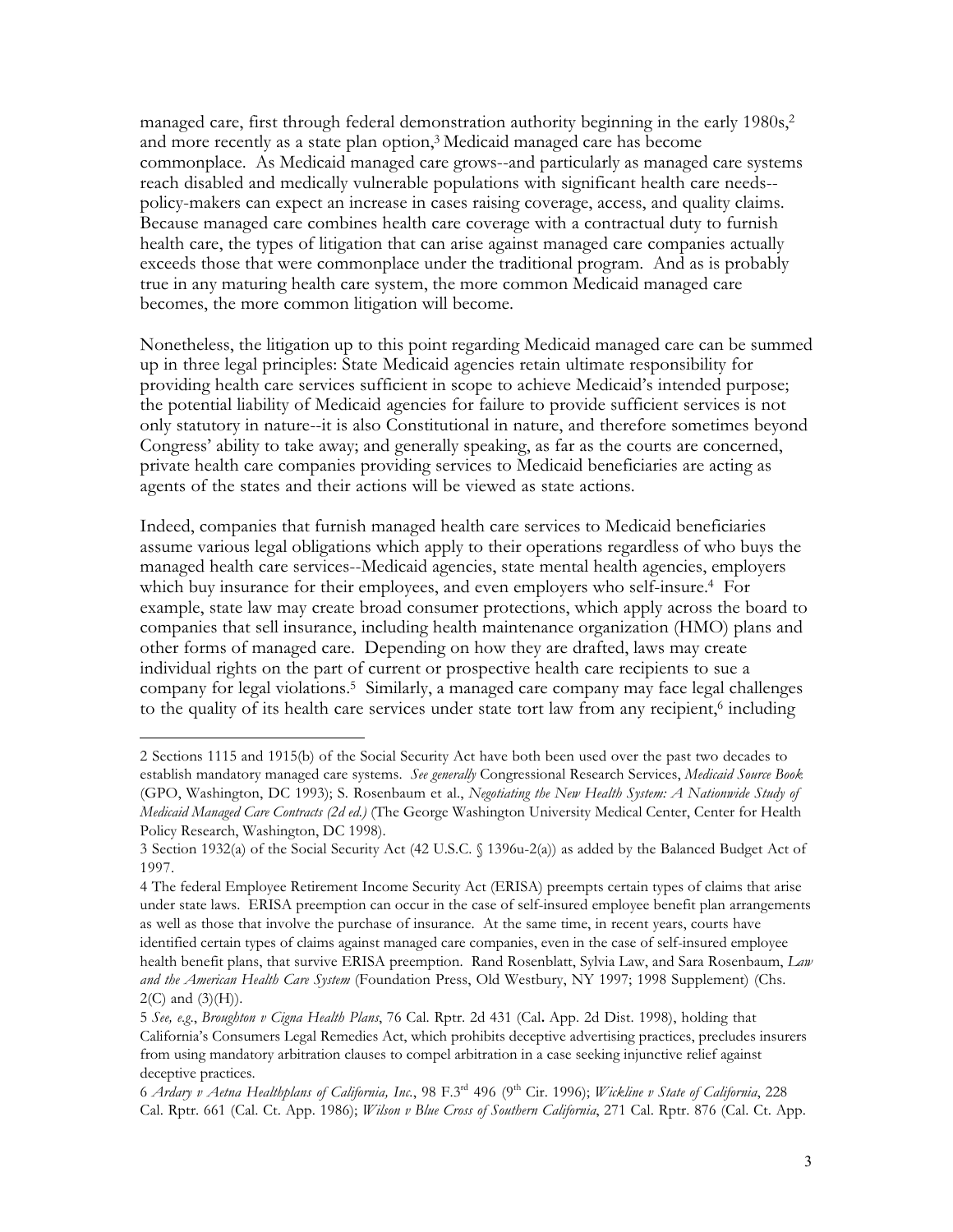managed care, first through federal demonstration authority beginning in the early 1980s,[2] and more recently as a state plan option,[3] Medicaid managed care has become commonplace. As Medicaid managed care grows--and particularly as managed care systems reach disabled and medically vulnerable populations with significant health care needs--policy-makers can expect an increase in cases raising coverage, access, and quality claims. Because managed care combines health care coverage with a contractual duty to furnish health care, the types of litigation that can arise against managed care companies actually exceeds those that were commonplace under the traditional program. And as is probably true in any maturing health care system, the more common Medicaid managed care becomes, the more common litigation will become.

Nonetheless, the litigation up to this point regarding Medicaid managed care can be summed up in three legal principles: State Medicaid agencies retain ultimate responsibility for providing health care services sufficient in scope to achieve Medicaid's intended purpose; the potential liability of Medicaid agencies for failure to provide sufficient services is not only statutory in nature--it is also Constitutional in nature, and therefore sometimes beyond Congress' ability to take away; and generally speaking, as far as the courts are concerned, private health care companies providing services to Medicaid beneficiaries are acting as agents of the states and their actions will be viewed as state actions.

Indeed, companies that furnish managed health care services to Medicaid beneficiaries assume various legal obligations which apply to their operations regardless of who buys the managed health care services--Medicaid agencies, state mental health agencies, employers which buy insurance for their employees, and even employers who self-insure.[4] For example, state law may create broad consumer protections, which apply across the board to companies that sell insurance, including health maintenance organization (HMO) plans and other forms of managed care. Depending on how they are drafted, laws may create individual rights on the part of current or prospective health care recipients to sue a company for legal violations.[5] Similarly, a managed care company may face legal challenges to the quality of its health care services under state tort law from any recipient,[6] including

---

2 Sections 1115 and 1915(b) of the Social Security Act have both been used over the past two decades to establish mandatory managed care systems. *See generally* Congressional Research Services, *Medicaid Source Book* (GPO, Washington, DC 1993); S. Rosenbaum et al., *Negotiating the New Health System: A Nationwide Study of Medicaid Managed Care Contracts (2d ed.)* (The George Washington University Medical Center, Center for Health Policy Research, Washington, DC 1998).

3 Section 1932(a) of the Social Security Act (42 U.S.C. § 1396u-2(a)) as added by the Balanced Budget Act of 1997.

4 The federal Employee Retirement Income Security Act (ERISA) preempts certain types of claims that arise under state laws. ERISA preemption can occur in the case of self-insured employee benefit plan arrangements as well as those that involve the purchase of insurance. At the same time, in recent years, courts have identified certain types of claims against managed care companies, even in the case of self-insured employee health benefit plans, that survive ERISA preemption. Rand Rosenblatt, Sylvia Law, and Sara Rosenbaum, *Law and the American Health Care System* (Foundation Press, Old Westbury, NY 1997; 1998 Supplement) (Chs. 2(C) and (3)(H)).

5 *See, e.g.*, *Broughton v Cigna Health Plans*, 76 Cal. Rptr. 2d 431 (Cal. App. 2d Dist. 1998), holding that California's Consumers Legal Remedies Act, which prohibits deceptive advertising practices, precludes insurers from using mandatory arbitration clauses to compel arbitration in a case seeking injunctive relief against deceptive practices.

6 *Ardary v Aetna Healthplans of California, Inc.*, 98 F.3rd 496 (9th Cir. 1996); *Wickline v State of California*, 228 Cal. Rptr. 661 (Cal. Ct. App. 1986); *Wilson v Blue Cross of Southern California*, 271 Cal. Rptr. 876 (Cal. Ct. App.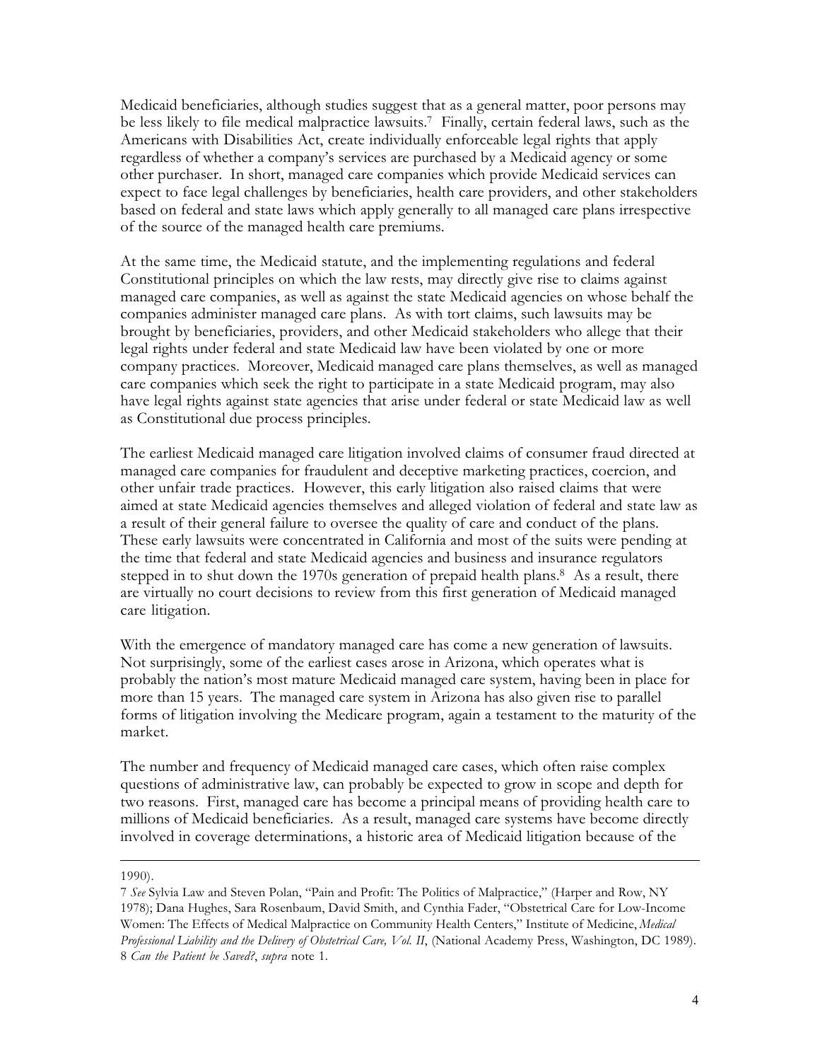Medicaid beneficiaries, although studies suggest that as a general matter, poor persons may be less likely to file medical malpractice lawsuits.[7] Finally, certain federal laws, such as the Americans with Disabilities Act, create individually enforceable legal rights that apply regardless of whether a company's services are purchased by a Medicaid agency or some other purchaser. In short, managed care companies which provide Medicaid services can expect to face legal challenges by beneficiaries, health care providers, and other stakeholders based on federal and state laws which apply generally to all managed care plans irrespective of the source of the managed health care premiums.

At the same time, the Medicaid statute, and the implementing regulations and federal Constitutional principles on which the law rests, may directly give rise to claims against managed care companies, as well as against the state Medicaid agencies on whose behalf the companies administer managed care plans. As with tort claims, such lawsuits may be brought by beneficiaries, providers, and other Medicaid stakeholders who allege that their legal rights under federal and state Medicaid law have been violated by one or more company practices. Moreover, Medicaid managed care plans themselves, as well as managed care companies which seek the right to participate in a state Medicaid program, may also have legal rights against state agencies that arise under federal or state Medicaid law as well as Constitutional due process principles.

The earliest Medicaid managed care litigation involved claims of consumer fraud directed at managed care companies for fraudulent and deceptive marketing practices, coercion, and other unfair trade practices. However, this early litigation also raised claims that were aimed at state Medicaid agencies themselves and alleged violation of federal and state law as a result of their general failure to oversee the quality of care and conduct of the plans. These early lawsuits were concentrated in California and most of the suits were pending at the time that federal and state Medicaid agencies and business and insurance regulators stepped in to shut down the 1970s generation of prepaid health plans.[8] As a result, there are virtually no court decisions to review from this first generation of Medicaid managed care litigation.

With the emergence of mandatory managed care has come a new generation of lawsuits. Not surprisingly, some of the earliest cases arose in Arizona, which operates what is probably the nation's most mature Medicaid managed care system, having been in place for more than 15 years. The managed care system in Arizona has also given rise to parallel forms of litigation involving the Medicare program, again a testament to the maturity of the market.

The number and frequency of Medicaid managed care cases, which often raise complex questions of administrative law, can probably be expected to grow in scope and depth for two reasons. First, managed care has become a principal means of providing health care to millions of Medicaid beneficiaries. As a result, managed care systems have become directly involved in coverage determinations, a historic area of Medicaid litigation because of the

---

1990).

7 *See* Sylvia Law and Steven Polan, "Pain and Profit: The Politics of Malpractice," (Harper and Row, NY 1978); Dana Hughes, Sara Rosenbaum, David Smith, and Cynthia Fader, "Obstetrical Care for Low-Income Women: The Effects of Medical Malpractice on Community Health Centers," Institute of Medicine, *Medical Professional Liability and the Delivery of Obstetrical Care, Vol. II*, (National Academy Press, Washington, DC 1989).

8 *Can the Patient be Saved?*, *supra* note 1.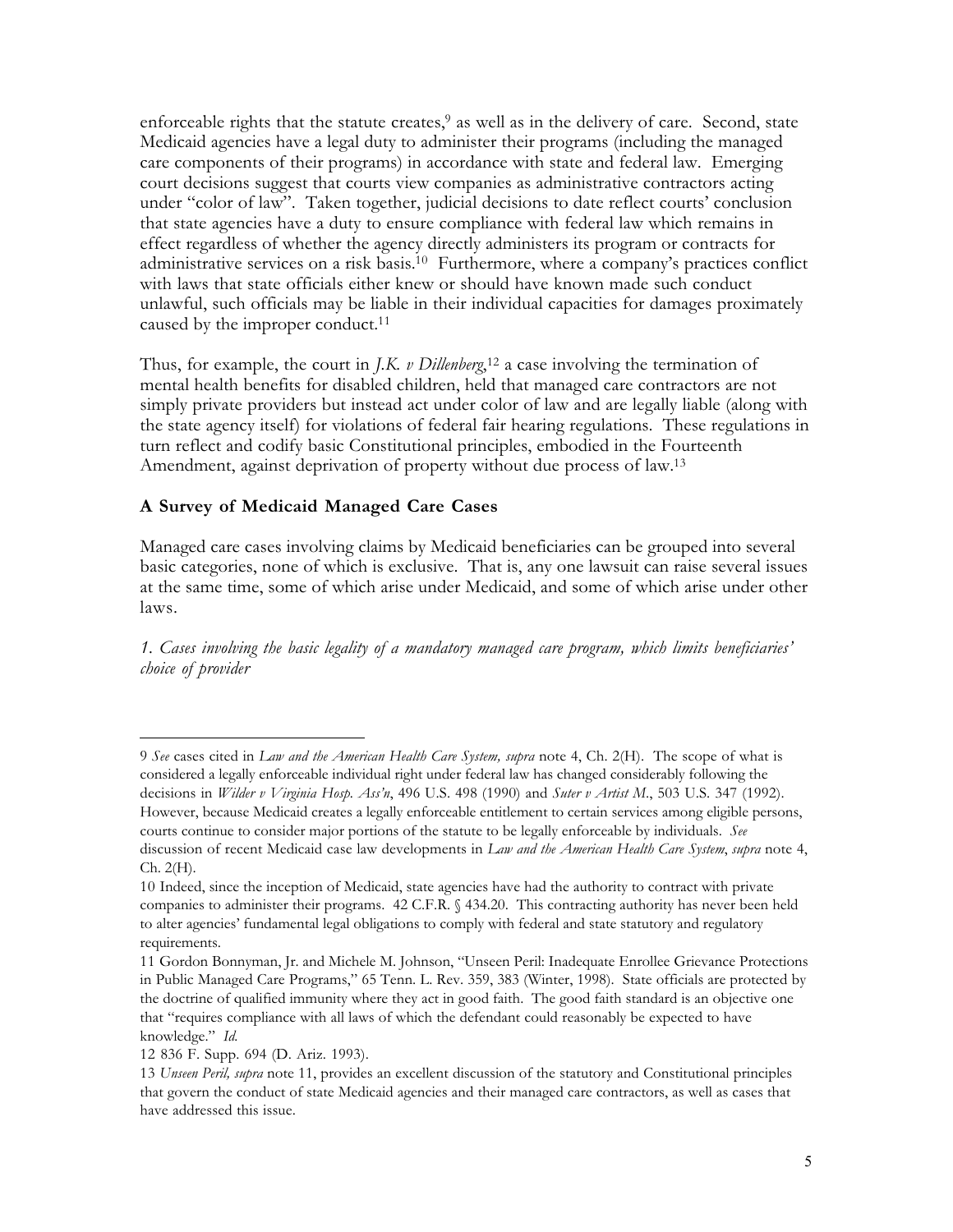enforceable rights that the statute creates,[9] as well as in the delivery of care. Second, state Medicaid agencies have a legal duty to administer their programs (including the managed care components of their programs) in accordance with state and federal law. Emerging court decisions suggest that courts view companies as administrative contractors acting under "color of law". Taken together, judicial decisions to date reflect courts' conclusion that state agencies have a duty to ensure compliance with federal law which remains in effect regardless of whether the agency directly administers its program or contracts for administrative services on a risk basis.[10] Furthermore, where a company's practices conflict with laws that state officials either knew or should have known made such conduct unlawful, such officials may be liable in their individual capacities for damages proximately caused by the improper conduct.[11]

Thus, for example, the court in *J.K. v Dillenberg*,[12] a case involving the termination of mental health benefits for disabled children, held that managed care contractors are not simply private providers but instead act under color of law and are legally liable (along with the state agency itself) for violations of federal fair hearing regulations. These regulations in turn reflect and codify basic Constitutional principles, embodied in the Fourteenth Amendment, against deprivation of property without due process of law.[13]

### A Survey of Medicaid Managed Care Cases

Managed care cases involving claims by Medicaid beneficiaries can be grouped into several basic categories, none of which is exclusive. That is, any one lawsuit can raise several issues at the same time, some of which arise under Medicaid, and some of which arise under other laws.

*1. Cases involving the basic legality of a mandatory managed care program, which limits beneficiaries' choice of provider*

---

9 *See* cases cited in *Law and the American Health Care System, supra* note 4, Ch. 2(H). The scope of what is considered a legally enforceable individual right under federal law has changed considerably following the decisions in *Wilder v Virginia Hosp. Ass'n*, 496 U.S. 498 (1990) and *Suter v Artist M.*, 503 U.S. 347 (1992). However, because Medicaid creates a legally enforceable entitlement to certain services among eligible persons, courts continue to consider major portions of the statute to be legally enforceable by individuals. *See* discussion of recent Medicaid case law developments in *Law and the American Health Care System*, *supra* note 4, Ch. 2(H).

10 Indeed, since the inception of Medicaid, state agencies have had the authority to contract with private companies to administer their programs. 42 C.F.R. § 434.20. This contracting authority has never been held to alter agencies' fundamental legal obligations to comply with federal and state statutory and regulatory requirements.

11 Gordon Bonnyman, Jr. and Michele M. Johnson, "Unseen Peril: Inadequate Enrollee Grievance Protections in Public Managed Care Programs," 65 Tenn. L. Rev. 359, 383 (Winter, 1998). State officials are protected by the doctrine of qualified immunity where they act in good faith. The good faith standard is an objective one that "requires compliance with all laws of which the defendant could reasonably be expected to have knowledge." *Id.*

12 836 F. Supp. 694 (D. Ariz. 1993).

13 *Unseen Peril, supra* note 11, provides an excellent discussion of the statutory and Constitutional principles that govern the conduct of state Medicaid agencies and their managed care contractors, as well as cases that have addressed this issue.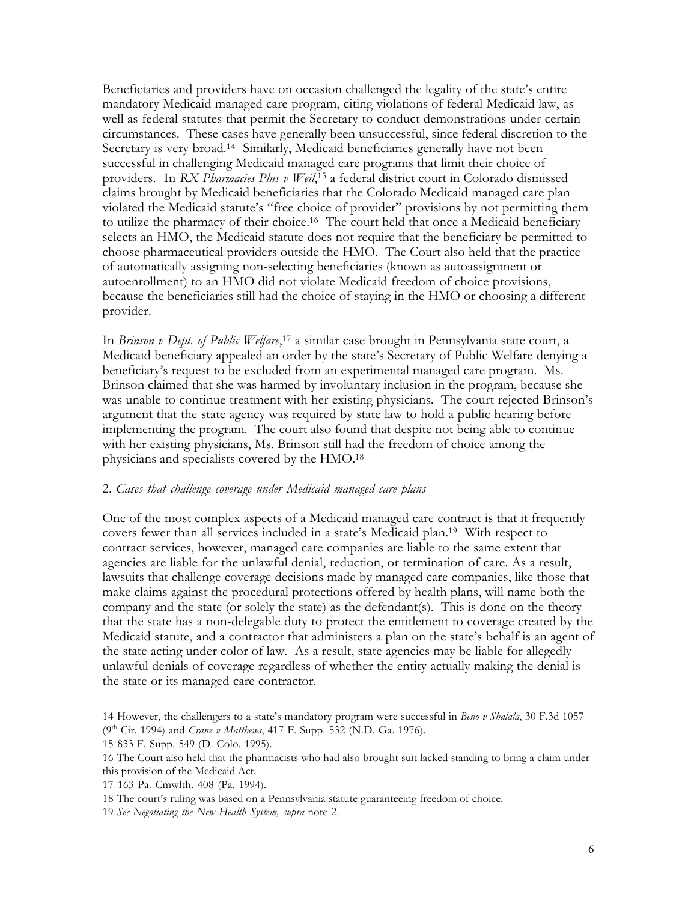Beneficiaries and providers have on occasion challenged the legality of the state's entire mandatory Medicaid managed care program, citing violations of federal Medicaid law, as well as federal statutes that permit the Secretary to conduct demonstrations under certain circumstances. These cases have generally been unsuccessful, since federal discretion to the Secretary is very broad.[14] Similarly, Medicaid beneficiaries generally have not been successful in challenging Medicaid managed care programs that limit their choice of providers. In *RX Pharmacies Plus v Weil*,[15] a federal district court in Colorado dismissed claims brought by Medicaid beneficiaries that the Colorado Medicaid managed care plan violated the Medicaid statute's "free choice of provider" provisions by not permitting them to utilize the pharmacy of their choice.[16] The court held that once a Medicaid beneficiary selects an HMO, the Medicaid statute does not require that the beneficiary be permitted to choose pharmaceutical providers outside the HMO. The Court also held that the practice of automatically assigning non-selecting beneficiaries (known as autoassignment or autoenrollment) to an HMO did not violate Medicaid freedom of choice provisions, because the beneficiaries still had the choice of staying in the HMO or choosing a different provider.

In *Brinson v Dept. of Public Welfare*,[17] a similar case brought in Pennsylvania state court, a Medicaid beneficiary appealed an order by the state's Secretary of Public Welfare denying a beneficiary's request to be excluded from an experimental managed care program. Ms. Brinson claimed that she was harmed by involuntary inclusion in the program, because she was unable to continue treatment with her existing physicians. The court rejected Brinson's argument that the state agency was required by state law to hold a public hearing before implementing the program. The court also found that despite not being able to continue with her existing physicians, Ms. Brinson still had the freedom of choice among the physicians and specialists covered by the HMO.[18]

2. *Cases that challenge coverage under Medicaid managed care plans*

One of the most complex aspects of a Medicaid managed care contract is that it frequently covers fewer than all services included in a state's Medicaid plan.[19] With respect to contract services, however, managed care companies are liable to the same extent that agencies are liable for the unlawful denial, reduction, or termination of care. As a result, lawsuits that challenge coverage decisions made by managed care companies, like those that make claims against the procedural protections offered by health plans, will name both the company and the state (or solely the state) as the defendant(s). This is done on the theory that the state has a non-delegable duty to protect the entitlement to coverage created by the Medicaid statute, and a contractor that administers a plan on the state's behalf is an agent of the state acting under color of law. As a result, state agencies may be liable for allegedly unlawful denials of coverage regardless of whether the entity actually making the denial is the state or its managed care contractor.

---

14 However, the challengers to a state's mandatory program were successful in *Beno v Shalala*, 30 F.3d 1057 (9th Cir. 1994) and *Crane v Matthews*, 417 F. Supp. 532 (N.D. Ga. 1976).

15 833 F. Supp. 549 (D. Colo. 1995).

16 The Court also held that the pharmacists who had also brought suit lacked standing to bring a claim under this provision of the Medicaid Act.

17 163 Pa. Cmwlth. 408 (Pa. 1994).

18 The court's ruling was based on a Pennsylvania statute guaranteeing freedom of choice.

19 *See Negotiating the New Health System, supra* note 2.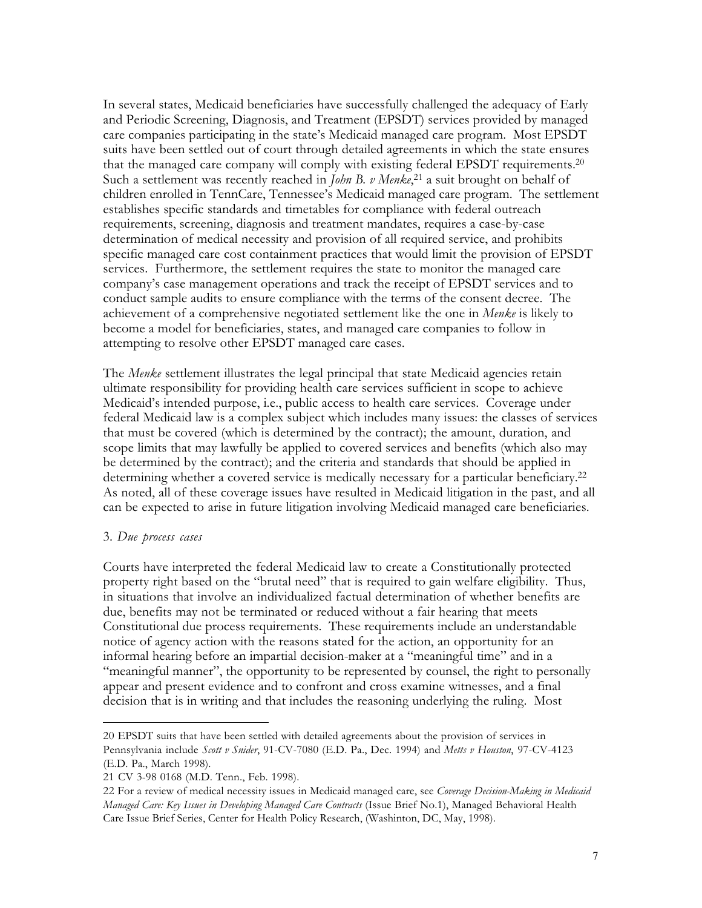In several states, Medicaid beneficiaries have successfully challenged the adequacy of Early and Periodic Screening, Diagnosis, and Treatment (EPSDT) services provided by managed care companies participating in the state's Medicaid managed care program. Most EPSDT suits have been settled out of court through detailed agreements in which the state ensures that the managed care company will comply with existing federal EPSDT requirements.[20] Such a settlement was recently reached in *John B. v Menke*,[21] a suit brought on behalf of children enrolled in TennCare, Tennessee's Medicaid managed care program. The settlement establishes specific standards and timetables for compliance with federal outreach requirements, screening, diagnosis and treatment mandates, requires a case-by-case determination of medical necessity and provision of all required service, and prohibits specific managed care cost containment practices that would limit the provision of EPSDT services. Furthermore, the settlement requires the state to monitor the managed care company's case management operations and track the receipt of EPSDT services and to conduct sample audits to ensure compliance with the terms of the consent decree. The achievement of a comprehensive negotiated settlement like the one in *Menke* is likely to become a model for beneficiaries, states, and managed care companies to follow in attempting to resolve other EPSDT managed care cases.

The *Menke* settlement illustrates the legal principal that state Medicaid agencies retain ultimate responsibility for providing health care services sufficient in scope to achieve Medicaid's intended purpose, i.e., public access to health care services. Coverage under federal Medicaid law is a complex subject which includes many issues: the classes of services that must be covered (which is determined by the contract); the amount, duration, and scope limits that may lawfully be applied to covered services and benefits (which also may be determined by the contract); and the criteria and standards that should be applied in determining whether a covered service is medically necessary for a particular beneficiary.[22] As noted, all of these coverage issues have resulted in Medicaid litigation in the past, and all can be expected to arise in future litigation involving Medicaid managed care beneficiaries.

3. *Due process cases*

Courts have interpreted the federal Medicaid law to create a Constitutionally protected property right based on the "brutal need" that is required to gain welfare eligibility. Thus, in situations that involve an individualized factual determination of whether benefits are due, benefits may not be terminated or reduced without a fair hearing that meets Constitutional due process requirements. These requirements include an understandable notice of agency action with the reasons stated for the action, an opportunity for an informal hearing before an impartial decision-maker at a "meaningful time" and in a "meaningful manner", the opportunity to be represented by counsel, the right to personally appear and present evidence and to confront and cross examine witnesses, and a final decision that is in writing and that includes the reasoning underlying the ruling. Most

---

20 EPSDT suits that have been settled with detailed agreements about the provision of services in Pennsylvania include *Scott v Snider*, 91-CV-7080 (E.D. Pa., Dec. 1994) and *Metts v Houston*, 97-CV-4123 (E.D. Pa., March 1998).

21 CV 3-98 0168 (M.D. Tenn., Feb. 1998).

22 For a review of medical necessity issues in Medicaid managed care, see *Coverage Decision-Making in Medicaid Managed Care: Key Issues in Developing Managed Care Contracts* (Issue Brief No.1), Managed Behavioral Health Care Issue Brief Series, Center for Health Policy Research, (Washinton, DC, May, 1998).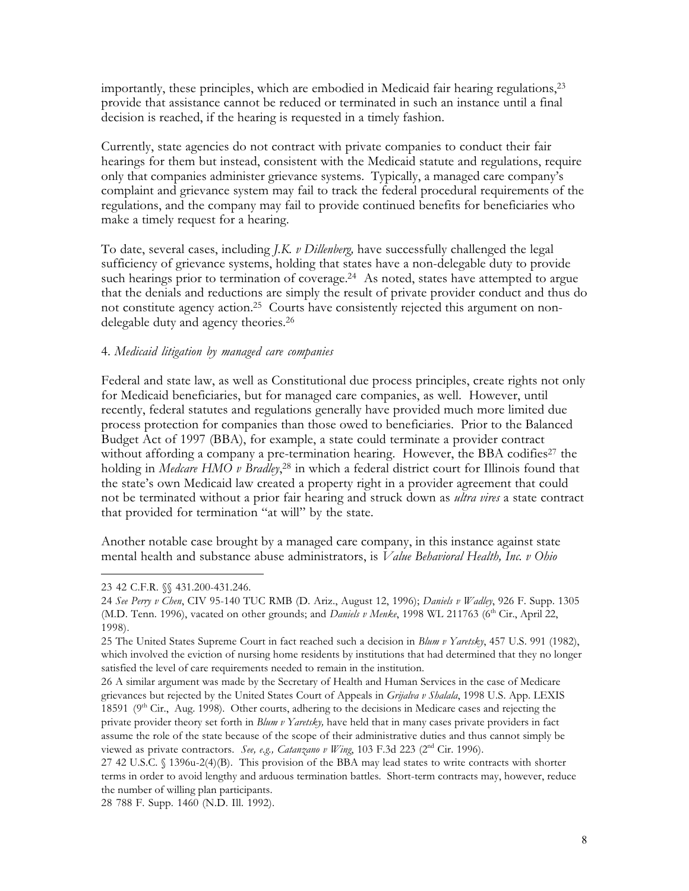importantly, these principles, which are embodied in Medicaid fair hearing regulations,[23] provide that assistance cannot be reduced or terminated in such an instance until a final decision is reached, if the hearing is requested in a timely fashion.

Currently, state agencies do not contract with private companies to conduct their fair hearings for them but instead, consistent with the Medicaid statute and regulations, require only that companies administer grievance systems. Typically, a managed care company's complaint and grievance system may fail to track the federal procedural requirements of the regulations, and the company may fail to provide continued benefits for beneficiaries who make a timely request for a hearing.

To date, several cases, including *J.K. v Dillenberg,* have successfully challenged the legal sufficiency of grievance systems, holding that states have a non-delegable duty to provide such hearings prior to termination of coverage.[24] As noted, states have attempted to argue that the denials and reductions are simply the result of private provider conduct and thus do not constitute agency action.[25] Courts have consistently rejected this argument on non-delegable duty and agency theories.[26]

4. *Medicaid litigation by managed care companies*

Federal and state law, as well as Constitutional due process principles, create rights not only for Medicaid beneficiaries, but for managed care companies, as well. However, until recently, federal statutes and regulations generally have provided much more limited due process protection for companies than those owed to beneficiaries. Prior to the Balanced Budget Act of 1997 (BBA), for example, a state could terminate a provider contract without affording a company a pre-termination hearing. However, the BBA codifies[27] the holding in *Medcare HMO v Bradley*,[28] in which a federal district court for Illinois found that the state's own Medicaid law created a property right in a provider agreement that could not be terminated without a prior fair hearing and struck down as *ultra vires* a state contract that provided for termination "at will" by the state.

Another notable case brought by a managed care company, in this instance against state mental health and substance abuse administrators, is *Value Behavioral Health, Inc. v Ohio*

---

23 42 C.F.R. §§ 431.200-431.246.

24 *See Perry v Chen*, CIV 95-140 TUC RMB (D. Ariz., August 12, 1996); *Daniels v Wadley*, 926 F. Supp. 1305 (M.D. Tenn. 1996), vacated on other grounds; and *Daniels v Menke*, 1998 WL 211763 (6th Cir., April 22, 1998).

25 The United States Supreme Court in fact reached such a decision in *Blum v Yaretsky*, 457 U.S. 991 (1982), which involved the eviction of nursing home residents by institutions that had determined that they no longer satisfied the level of care requirements needed to remain in the institution.

26 A similar argument was made by the Secretary of Health and Human Services in the case of Medicare grievances but rejected by the United States Court of Appeals in *Grijalva v Shalala*, 1998 U.S. App. LEXIS 18591 (9th Cir., Aug. 1998). Other courts, adhering to the decisions in Medicare cases and rejecting the private provider theory set forth in *Blum v Yaretsky,* have held that in many cases private providers in fact assume the role of the state because of the scope of their administrative duties and thus cannot simply be viewed as private contractors. *See, e.g., Catanzano v Wing*, 103 F.3d 223 (2nd Cir. 1996).

27 42 U.S.C. § 1396u-2(4)(B). This provision of the BBA may lead states to write contracts with shorter terms in order to avoid lengthy and arduous termination battles. Short-term contracts may, however, reduce the number of willing plan participants.

28 788 F. Supp. 1460 (N.D. Ill. 1992).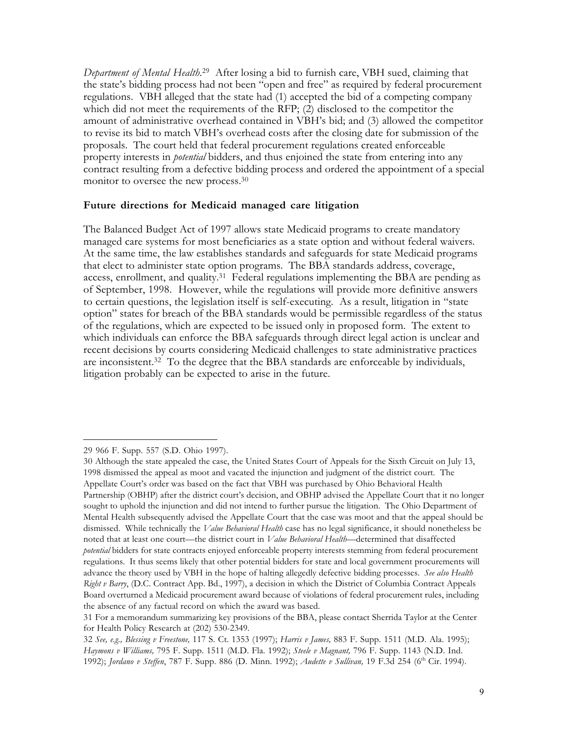*Department of Mental Health*.[29] After losing a bid to furnish care, VBH sued, claiming that the state's bidding process had not been "open and free" as required by federal procurement regulations. VBH alleged that the state had (1) accepted the bid of a competing company which did not meet the requirements of the RFP; (2) disclosed to the competitor the amount of administrative overhead contained in VBH's bid; and (3) allowed the competitor to revise its bid to match VBH's overhead costs after the closing date for submission of the proposals. The court held that federal procurement regulations created enforceable property interests in *potential* bidders, and thus enjoined the state from entering into any contract resulting from a defective bidding process and ordered the appointment of a special monitor to oversee the new process.[30]

**Future directions for Medicaid managed care litigation**

The Balanced Budget Act of 1997 allows state Medicaid programs to create mandatory managed care systems for most beneficiaries as a state option and without federal waivers. At the same time, the law establishes standards and safeguards for state Medicaid programs that elect to administer state option programs. The BBA standards address, coverage, access, enrollment, and quality.[31] Federal regulations implementing the BBA are pending as of September, 1998. However, while the regulations will provide more definitive answers to certain questions, the legislation itself is self-executing. As a result, litigation in "state option" states for breach of the BBA standards would be permissible regardless of the status of the regulations, which are expected to be issued only in proposed form. The extent to which individuals can enforce the BBA safeguards through direct legal action is unclear and recent decisions by courts considering Medicaid challenges to state administrative practices are inconsistent.[32] To the degree that the BBA standards are enforceable by individuals, litigation probably can be expected to arise in the future.

---

29 966 F. Supp. 557 (S.D. Ohio 1997).

30 Although the state appealed the case, the United States Court of Appeals for the Sixth Circuit on July 13, 1998 dismissed the appeal as moot and vacated the injunction and judgment of the district court. The Appellate Court's order was based on the fact that VBH was purchased by Ohio Behavioral Health Partnership (OBHP) after the district court's decision, and OBHP advised the Appellate Court that it no longer sought to uphold the injunction and did not intend to further pursue the litigation. The Ohio Department of Mental Health subsequently advised the Appellate Court that the case was moot and that the appeal should be dismissed. While technically the *Value Behavioral Health* case has no legal significance, it should nonetheless be noted that at least one court—the district court in *Value Behavioral Health*—determined that disaffected *potential* bidders for state contracts enjoyed enforceable property interests stemming from federal procurement regulations. It thus seems likely that other potential bidders for state and local government procurements will advance the theory used by VBH in the hope of halting allegedly defective bidding processes. *See also Health Right v Barry*, (D.C. Contract App. Bd., 1997), a decision in which the District of Columbia Contract Appeals Board overturned a Medicaid procurement award because of violations of federal procurement rules, including the absence of any factual record on which the award was based.

31 For a memorandum summarizing key provisions of the BBA, please contact Sherrida Taylor at the Center for Health Policy Research at (202) 530-2349.

32 *See, e.g., Blessing v Freestone,* 117 S. Ct. 1353 (1997); *Harris v James,* 883 F. Supp. 1511 (M.D. Ala. 1995); *Haymons v Williams,* 795 F. Supp. 1511 (M.D. Fla. 1992); *Steele v Magnant,* 796 F. Supp. 1143 (N.D. Ind. 1992); *Jordano v Steffen*, 787 F. Supp. 886 (D. Minn. 1992); *Audette v Sullivan,* 19 F.3d 254 (6th Cir. 1994).